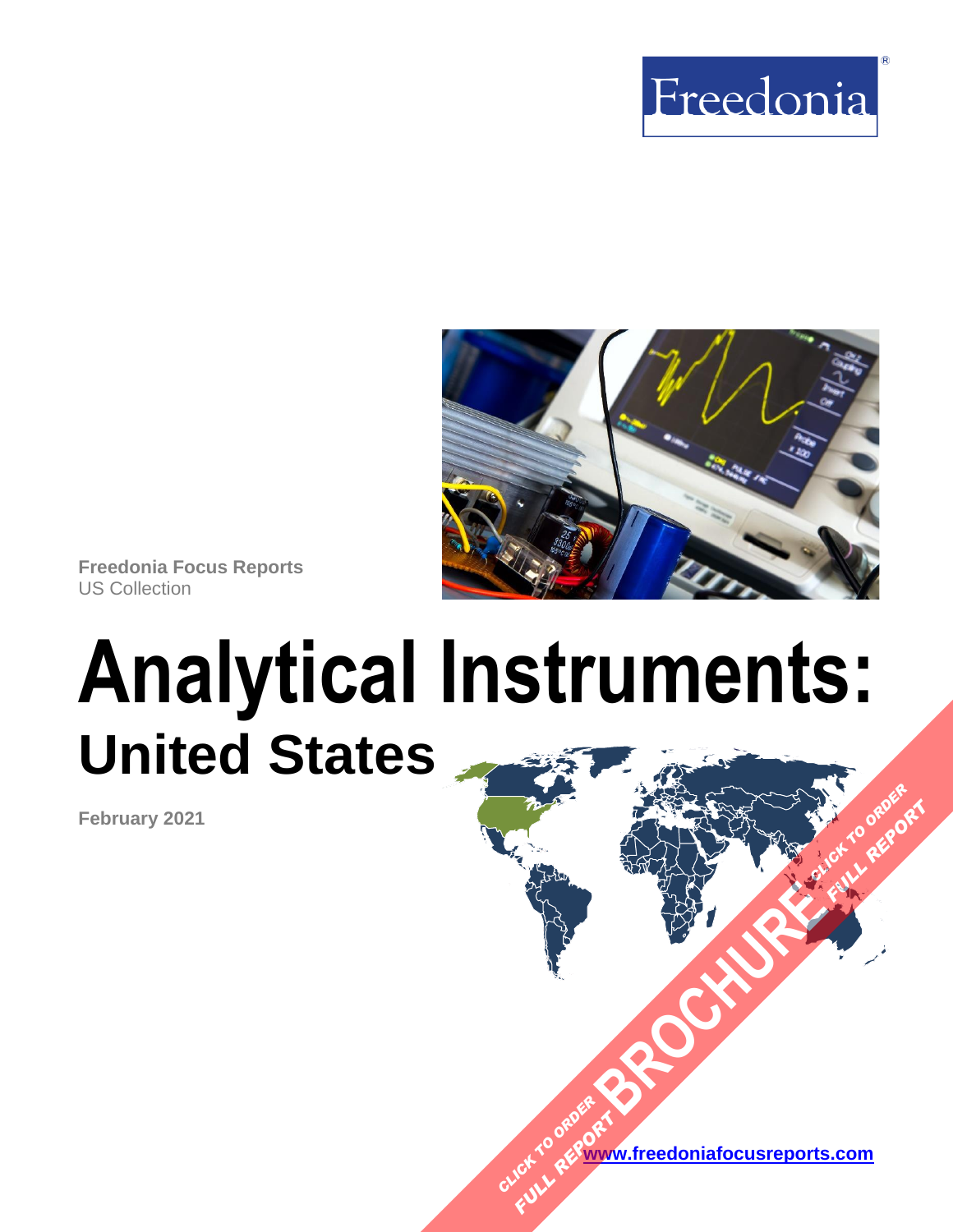Freedonia

Freedonia Focus Reports
US Collection

# Analytical Instruments:
## United States

February 2021

CLICK TO ORDER FULL REPORT BROCHURE CLICK TO ORDER FULL REPORT

www.freedoniafocusreports.com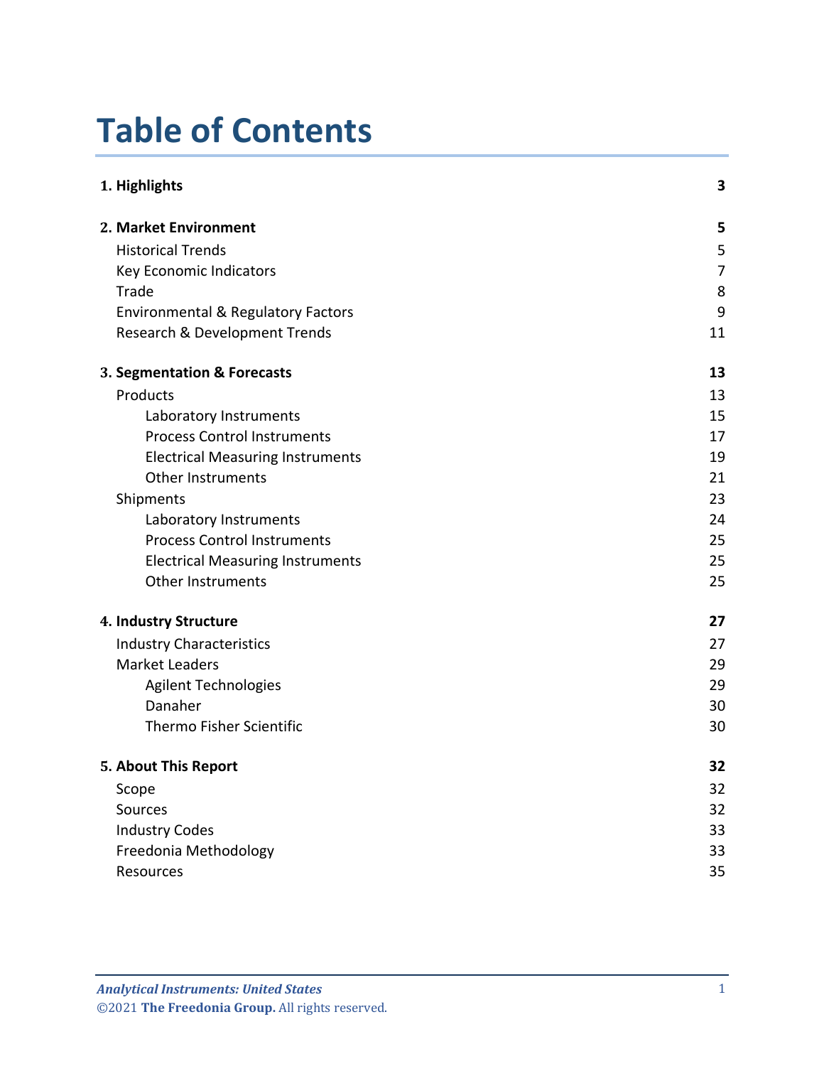# Table of Contents

| | |
|---|---|
| **1. Highlights** | **3** |
| **2. Market Environment** | **5** |
| Historical Trends | 5 |
| Key Economic Indicators | 7 |
| Trade | 8 |
| Environmental & Regulatory Factors | 9 |
| Research & Development Trends | 11 |
| **3. Segmentation & Forecasts** | **13** |
| Products | 13 |
| Laboratory Instruments | 15 |
| Process Control Instruments | 17 |
| Electrical Measuring Instruments | 19 |
| Other Instruments | 21 |
| Shipments | 23 |
| Laboratory Instruments | 24 |
| Process Control Instruments | 25 |
| Electrical Measuring Instruments | 25 |
| Other Instruments | 25 |
| **4. Industry Structure** | **27** |
| Industry Characteristics | 27 |
| Market Leaders | 29 |
| Agilent Technologies | 29 |
| Danaher | 30 |
| Thermo Fisher Scientific | 30 |
| **5. About This Report** | **32** |
| Scope | 32 |
| Sources | 32 |
| Industry Codes | 33 |
| Freedonia Methodology | 33 |
| Resources | 35 |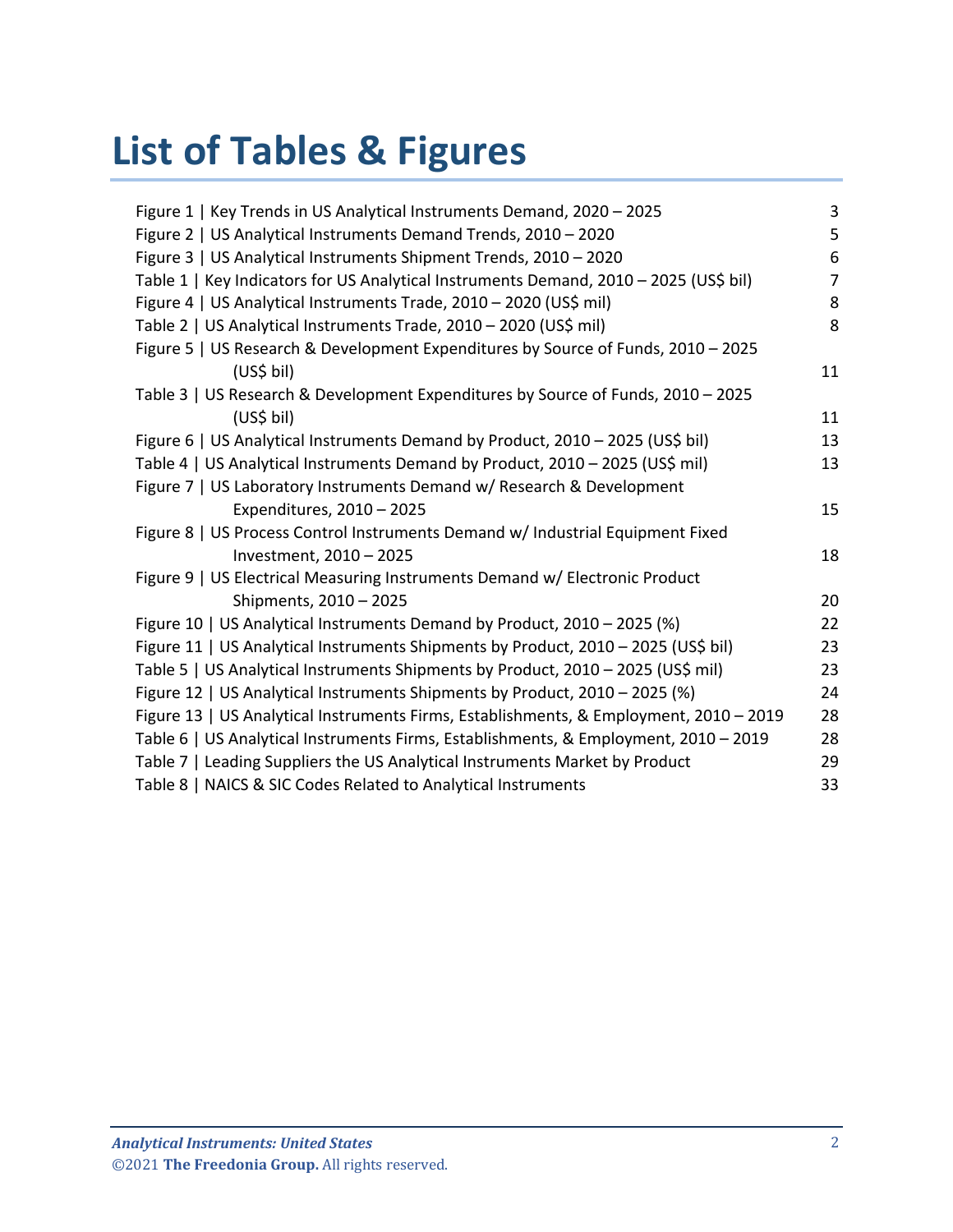# List of Tables & Figures

| | |
|---|---|
| Figure 1 \| Key Trends in US Analytical Instruments Demand, 2020 – 2025 | 3 |
| Figure 2 \| US Analytical Instruments Demand Trends, 2010 – 2020 | 5 |
| Figure 3 \| US Analytical Instruments Shipment Trends, 2010 – 2020 | 6 |
| Table 1 \| Key Indicators for US Analytical Instruments Demand, 2010 – 2025 (US$ bil) | 7 |
| Figure 4 \| US Analytical Instruments Trade, 2010 – 2020 (US$ mil) | 8 |
| Table 2 \| US Analytical Instruments Trade, 2010 – 2020 (US$ mil) | 8 |
| Figure 5 \| US Research & Development Expenditures by Source of Funds, 2010 – 2025 (US$ bil) | 11 |
| Table 3 \| US Research & Development Expenditures by Source of Funds, 2010 – 2025 (US$ bil) | 11 |
| Figure 6 \| US Analytical Instruments Demand by Product, 2010 – 2025 (US$ bil) | 13 |
| Table 4 \| US Analytical Instruments Demand by Product, 2010 – 2025 (US$ mil) | 13 |
| Figure 7 \| US Laboratory Instruments Demand w/ Research & Development Expenditures, 2010 – 2025 | 15 |
| Figure 8 \| US Process Control Instruments Demand w/ Industrial Equipment Fixed Investment, 2010 – 2025 | 18 |
| Figure 9 \| US Electrical Measuring Instruments Demand w/ Electronic Product Shipments, 2010 – 2025 | 20 |
| Figure 10 \| US Analytical Instruments Demand by Product, 2010 – 2025 (%) | 22 |
| Figure 11 \| US Analytical Instruments Shipments by Product, 2010 – 2025 (US$ bil) | 23 |
| Table 5 \| US Analytical Instruments Shipments by Product, 2010 – 2025 (US$ mil) | 23 |
| Figure 12 \| US Analytical Instruments Shipments by Product, 2010 – 2025 (%) | 24 |
| Figure 13 \| US Analytical Instruments Firms, Establishments, & Employment, 2010 – 2019 | 28 |
| Table 6 \| US Analytical Instruments Firms, Establishments, & Employment, 2010 – 2019 | 28 |
| Table 7 \| Leading Suppliers the US Analytical Instruments Market by Product | 29 |
| Table 8 \| NAICS & SIC Codes Related to Analytical Instruments | 33 |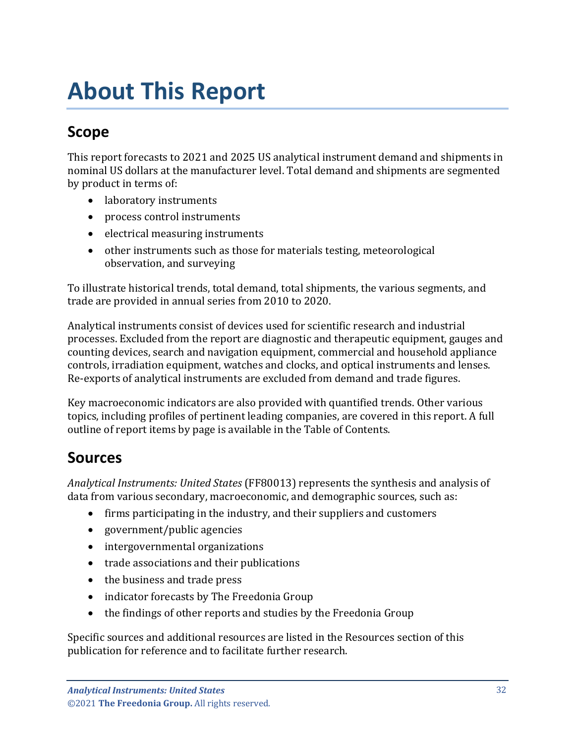# About This Report

## Scope

This report forecasts to 2021 and 2025 US analytical instrument demand and shipments in nominal US dollars at the manufacturer level. Total demand and shipments are segmented by product in terms of:

- laboratory instruments
- process control instruments
- electrical measuring instruments
- other instruments such as those for materials testing, meteorological observation, and surveying

To illustrate historical trends, total demand, total shipments, the various segments, and trade are provided in annual series from 2010 to 2020.

Analytical instruments consist of devices used for scientific research and industrial processes. Excluded from the report are diagnostic and therapeutic equipment, gauges and counting devices, search and navigation equipment, commercial and household appliance controls, irradiation equipment, watches and clocks, and optical instruments and lenses. Re-exports of analytical instruments are excluded from demand and trade figures.

Key macroeconomic indicators are also provided with quantified trends. Other various topics, including profiles of pertinent leading companies, are covered in this report. A full outline of report items by page is available in the Table of Contents.

## Sources

*Analytical Instruments: United States* (FF80013) represents the synthesis and analysis of data from various secondary, macroeconomic, and demographic sources, such as:

- firms participating in the industry, and their suppliers and customers
- government/public agencies
- intergovernmental organizations
- trade associations and their publications
- the business and trade press
- indicator forecasts by The Freedonia Group
- the findings of other reports and studies by the Freedonia Group

Specific sources and additional resources are listed in the Resources section of this publication for reference and to facilitate further research.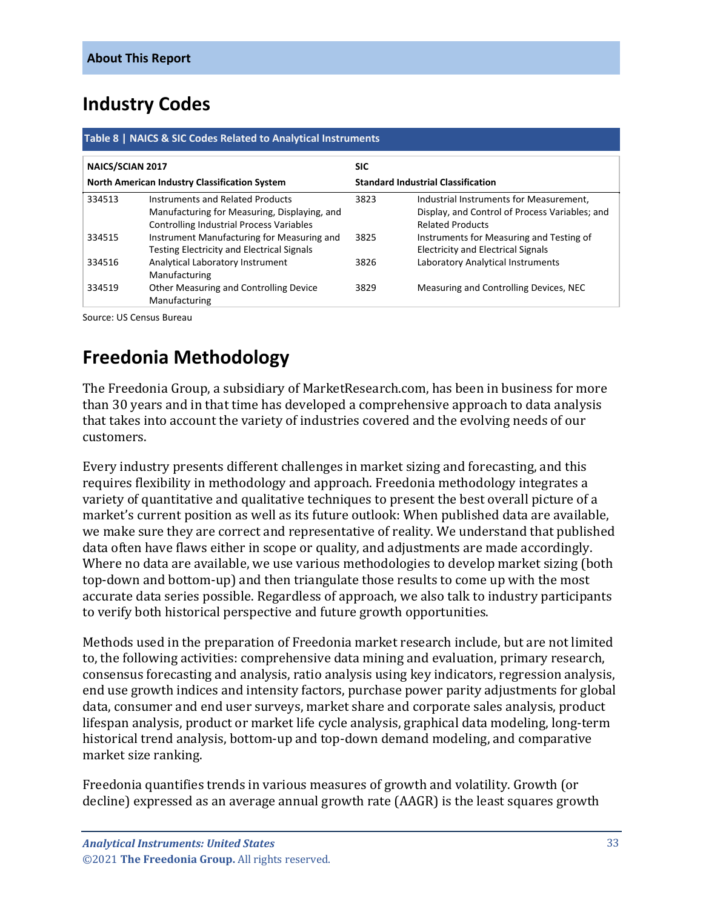## Industry Codes

**Table 8 | NAICS & SIC Codes Related to Analytical Instruments**

| **NAICS/SCIAN 2017** | | **SIC** | |
|---|---|---|---|
| **North American Industry Classification System** | | **Standard Industrial Classification** | |
| 334513 | Instruments and Related Products Manufacturing for Measuring, Displaying, and Controlling Industrial Process Variables | 3823 | Industrial Instruments for Measurement, Display, and Control of Process Variables; and Related Products |
| 334515 | Instrument Manufacturing for Measuring and Testing Electricity and Electrical Signals | 3825 | Instruments for Measuring and Testing of Electricity and Electrical Signals |
| 334516 | Analytical Laboratory Instrument Manufacturing | 3826 | Laboratory Analytical Instruments |
| 334519 | Other Measuring and Controlling Device Manufacturing | 3829 | Measuring and Controlling Devices, NEC |

Source: US Census Bureau

## Freedonia Methodology

The Freedonia Group, a subsidiary of MarketResearch.com, has been in business for more than 30 years and in that time has developed a comprehensive approach to data analysis that takes into account the variety of industries covered and the evolving needs of our customers.

Every industry presents different challenges in market sizing and forecasting, and this requires flexibility in methodology and approach. Freedonia methodology integrates a variety of quantitative and qualitative techniques to present the best overall picture of a market's current position as well as its future outlook: When published data are available, we make sure they are correct and representative of reality. We understand that published data often have flaws either in scope or quality, and adjustments are made accordingly. Where no data are available, we use various methodologies to develop market sizing (both top-down and bottom-up) and then triangulate those results to come up with the most accurate data series possible. Regardless of approach, we also talk to industry participants to verify both historical perspective and future growth opportunities.

Methods used in the preparation of Freedonia market research include, but are not limited to, the following activities: comprehensive data mining and evaluation, primary research, consensus forecasting and analysis, ratio analysis using key indicators, regression analysis, end use growth indices and intensity factors, purchase power parity adjustments for global data, consumer and end user surveys, market share and corporate sales analysis, product lifespan analysis, product or market life cycle analysis, graphical data modeling, long-term historical trend analysis, bottom-up and top-down demand modeling, and comparative market size ranking.

Freedonia quantifies trends in various measures of growth and volatility. Growth (or decline) expressed as an average annual growth rate (AAGR) is the least squares growth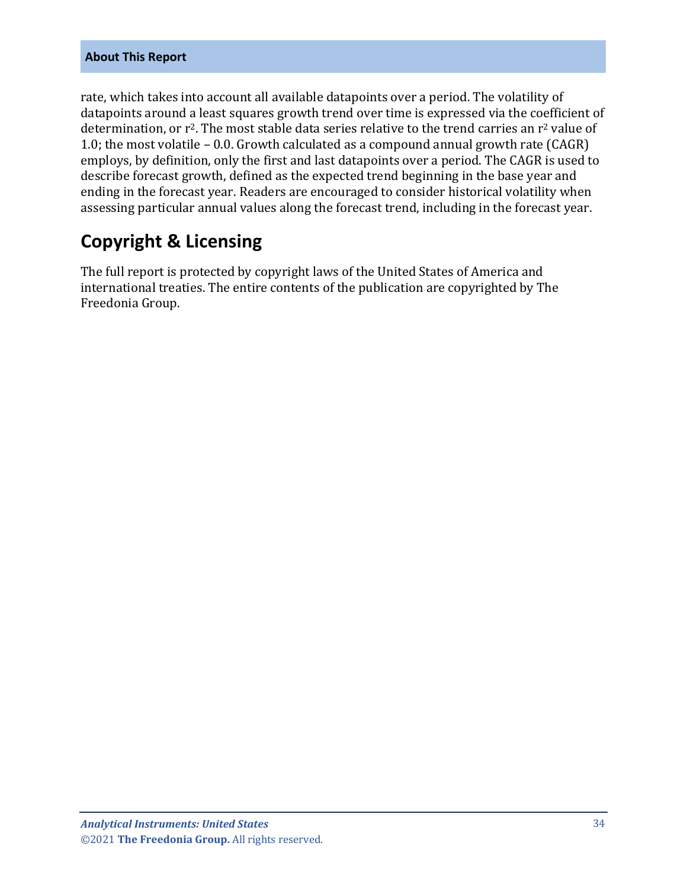rate, which takes into account all available datapoints over a period. The volatility of datapoints around a least squares growth trend over time is expressed via the coefficient of determination, or $r^2$. The most stable data series relative to the trend carries an $r^2$ value of 1.0; the most volatile – 0.0. Growth calculated as a compound annual growth rate (CAGR) employs, by definition, only the first and last datapoints over a period. The CAGR is used to describe forecast growth, defined as the expected trend beginning in the base year and ending in the forecast year. Readers are encouraged to consider historical volatility when assessing particular annual values along the forecast trend, including in the forecast year.

## Copyright & Licensing

The full report is protected by copyright laws of the United States of America and international treaties. The entire contents of the publication are copyrighted by The Freedonia Group.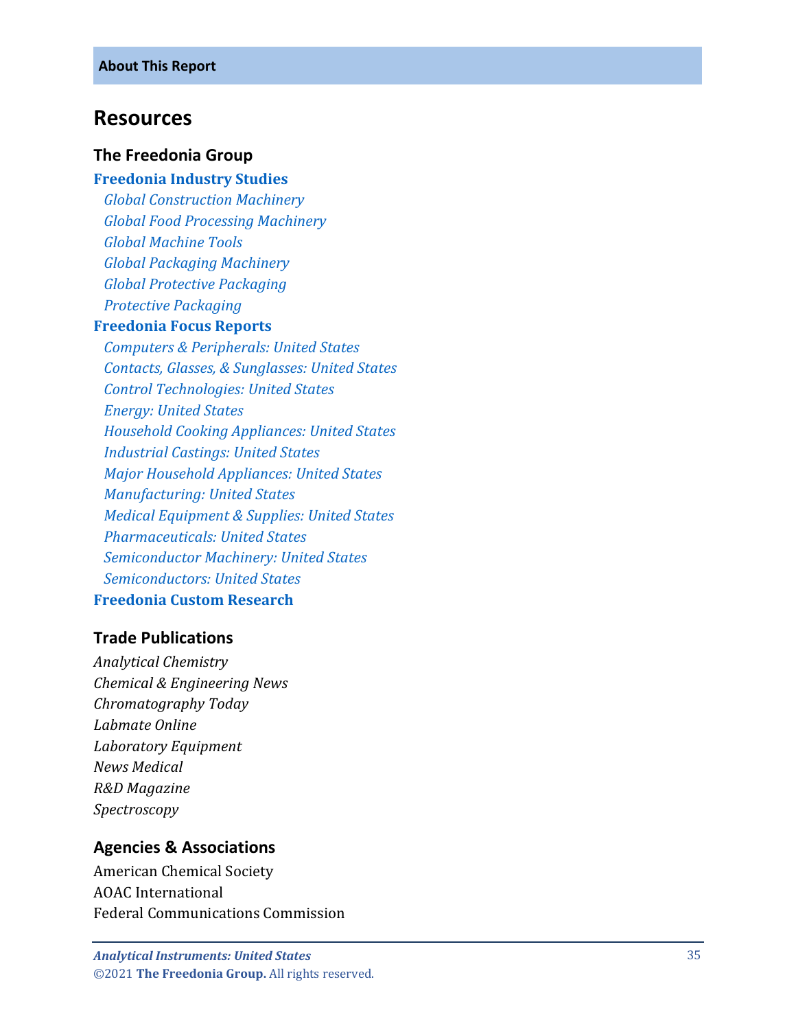**About This Report**

## Resources

### The Freedonia Group

**Freedonia Industry Studies**

*Global Construction Machinery*
*Global Food Processing Machinery*
*Global Machine Tools*
*Global Packaging Machinery*
*Global Protective Packaging*
*Protective Packaging*

**Freedonia Focus Reports**

*Computers & Peripherals: United States*
*Contacts, Glasses, & Sunglasses: United States*
*Control Technologies: United States*
*Energy: United States*
*Household Cooking Appliances: United States*
*Industrial Castings: United States*
*Major Household Appliances: United States*
*Manufacturing: United States*
*Medical Equipment & Supplies: United States*
*Pharmaceuticals: United States*
*Semiconductor Machinery: United States*
*Semiconductors: United States*

**Freedonia Custom Research**

### Trade Publications

*Analytical Chemistry*
*Chemical & Engineering News*
*Chromatography Today*
*Labmate Online*
*Laboratory Equipment*
*News Medical*
*R&D Magazine*
*Spectroscopy*

### Agencies & Associations

American Chemical Society
AOAC International
Federal Communications Commission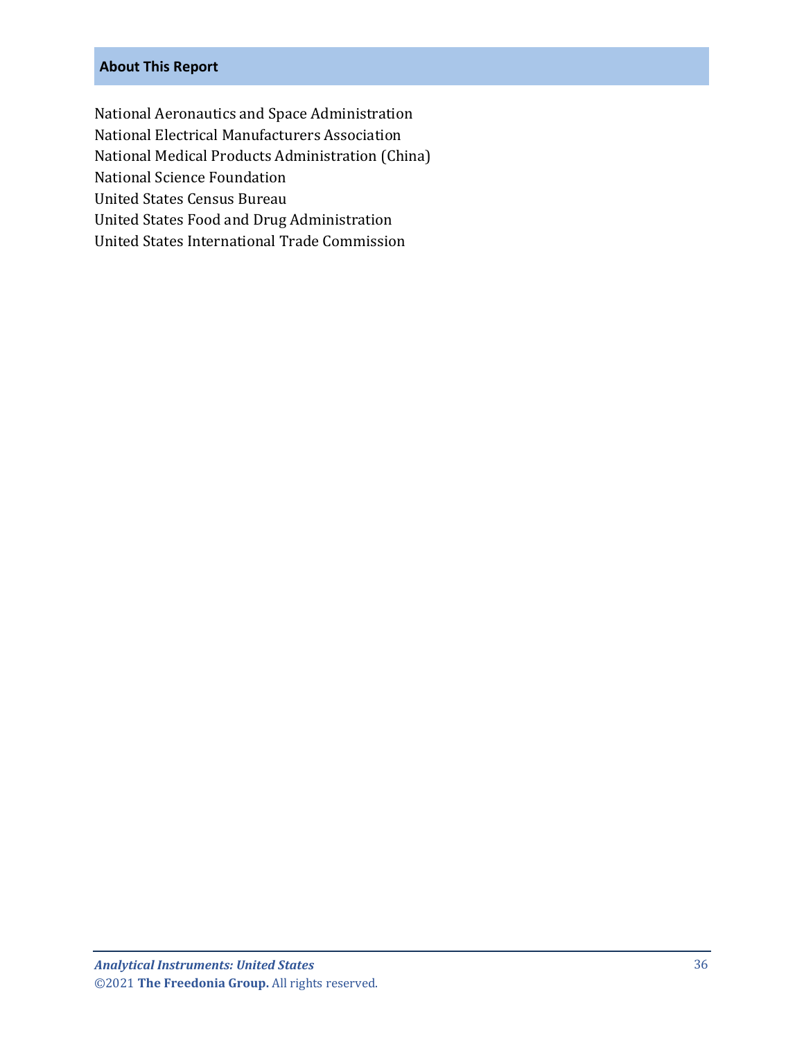## About This Report

National Aeronautics and Space Administration
National Electrical Manufacturers Association
National Medical Products Administration (China)
National Science Foundation
United States Census Bureau
United States Food and Drug Administration
United States International Trade Commission